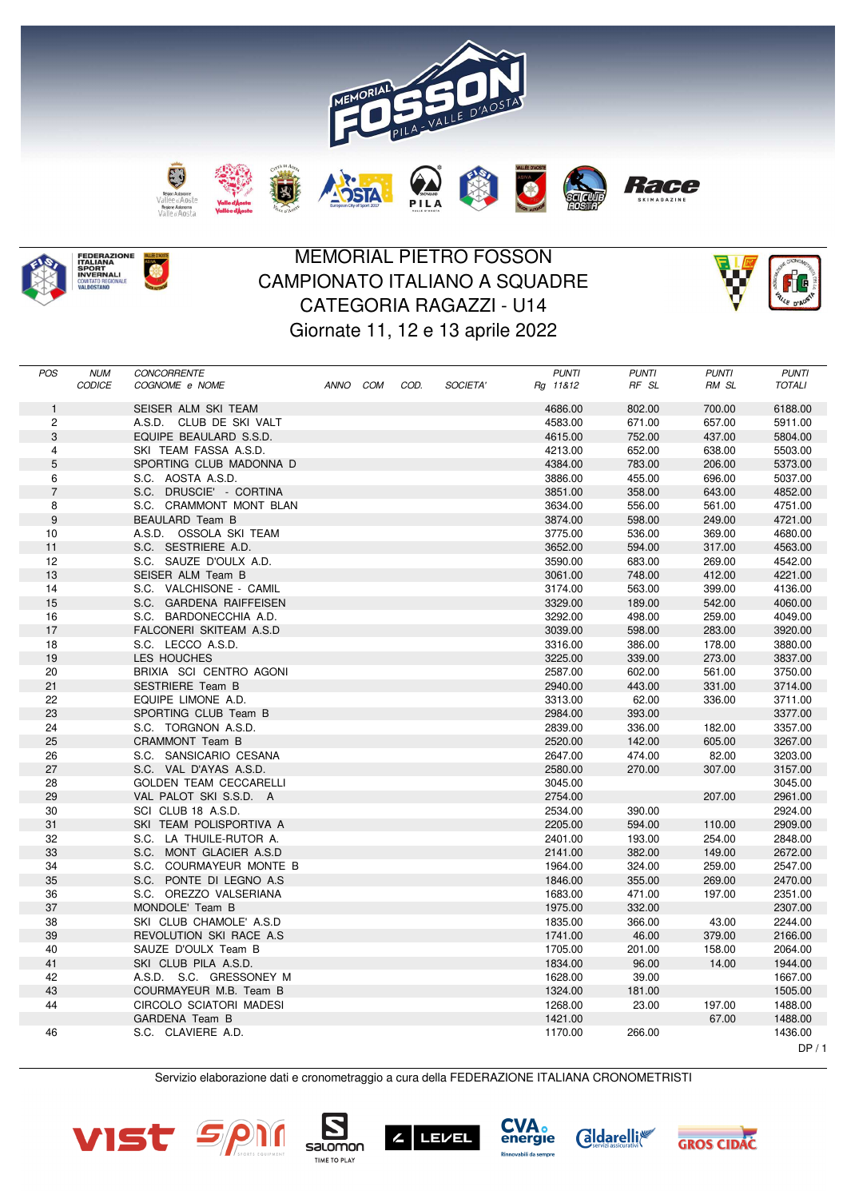# MEMORIAL PIETRO FOSSON
## CAMPIONATO ITALIANO A SQUADRE
## CATEGORIA RAGAZZI - U14
### Giornate 11, 12 e 13 aprile 2022

| POS | NUM CODICE | CONCORRENTE COGNOME e NOME | ANNO | COM | COD. | SOCIETA' | PUNTI Rg 11&12 | PUNTI RF SL | PUNTI RM SL | PUNTI TOTALI |
|---|---|---|---|---|---|---|---|---|---|---|
| 1 | | SEISER ALM SKI TEAM | | | | | 4686.00 | 802.00 | 700.00 | 6188.00 |
| 2 | | A.S.D. CLUB DE SKI VALT | | | | | 4583.00 | 671.00 | 657.00 | 5911.00 |
| 3 | | EQUIPE BEAULARD S.S.D. | | | | | 4615.00 | 752.00 | 437.00 | 5804.00 |
| 4 | | SKI TEAM FASSA A.S.D. | | | | | 4213.00 | 652.00 | 638.00 | 5503.00 |
| 5 | | SPORTING CLUB MADONNA D | | | | | 4384.00 | 783.00 | 206.00 | 5373.00 |
| 6 | | S.C. AOSTA A.S.D. | | | | | 3886.00 | 455.00 | 696.00 | 5037.00 |
| 7 | | S.C. DRUSCIE' - CORTINA | | | | | 3851.00 | 358.00 | 643.00 | 4852.00 |
| 8 | | S.C. CRAMMONT MONT BLAN | | | | | 3634.00 | 556.00 | 561.00 | 4751.00 |
| 9 | | BEAULARD Team B | | | | | 3874.00 | 598.00 | 249.00 | 4721.00 |
| 10 | | A.S.D. OSSOLA SKI TEAM | | | | | 3775.00 | 536.00 | 369.00 | 4680.00 |
| 11 | | S.C. SESTRIERE A.D. | | | | | 3652.00 | 594.00 | 317.00 | 4563.00 |
| 12 | | S.C. SAUZE D'OULX A.D. | | | | | 3590.00 | 683.00 | 269.00 | 4542.00 |
| 13 | | SEISER ALM Team B | | | | | 3061.00 | 748.00 | 412.00 | 4221.00 |
| 14 | | S.C. VALCHISONE - CAMIL | | | | | 3174.00 | 563.00 | 399.00 | 4136.00 |
| 15 | | S.C. GARDENA RAIFFEISEN | | | | | 3329.00 | 189.00 | 542.00 | 4060.00 |
| 16 | | S.C. BARDONECCHIA A.D. | | | | | 3292.00 | 498.00 | 259.00 | 4049.00 |
| 17 | | FALCONERI SKITEAM A.S.D | | | | | 3039.00 | 598.00 | 283.00 | 3920.00 |
| 18 | | S.C. LECCO A.S.D. | | | | | 3316.00 | 386.00 | 178.00 | 3880.00 |
| 19 | | LES HOUCHES | | | | | 3225.00 | 339.00 | 273.00 | 3837.00 |
| 20 | | BRIXIA SCI CENTRO AGONI | | | | | 2587.00 | 602.00 | 561.00 | 3750.00 |
| 21 | | SESTRIERE Team B | | | | | 2940.00 | 443.00 | 331.00 | 3714.00 |
| 22 | | EQUIPE LIMONE A.D. | | | | | 3313.00 | 62.00 | 336.00 | 3711.00 |
| 23 | | SPORTING CLUB Team B | | | | | 2984.00 | 393.00 | | 3377.00 |
| 24 | | S.C. TORGNON A.S.D. | | | | | 2839.00 | 336.00 | 182.00 | 3357.00 |
| 25 | | CRAMMONT Team B | | | | | 2520.00 | 142.00 | 605.00 | 3267.00 |
| 26 | | S.C. SANSICARIO CESANA | | | | | 2647.00 | 474.00 | 82.00 | 3203.00 |
| 27 | | S.C. VAL D'AYAS A.S.D. | | | | | 2580.00 | 270.00 | 307.00 | 3157.00 |
| 28 | | GOLDEN TEAM CECCARELLI | | | | | 3045.00 | | | 3045.00 |
| 29 | | VAL PALOT SKI S.S.D. A | | | | | 2754.00 | | 207.00 | 2961.00 |
| 30 | | SCI CLUB 18 A.S.D. | | | | | 2534.00 | 390.00 | | 2924.00 |
| 31 | | SKI TEAM POLISPORTIVA A | | | | | 2205.00 | 594.00 | 110.00 | 2909.00 |
| 32 | | S.C. LA THUILE-RUTOR A. | | | | | 2401.00 | 193.00 | 254.00 | 2848.00 |
| 33 | | S.C. MONT GLACIER A.S.D | | | | | 2141.00 | 382.00 | 149.00 | 2672.00 |
| 34 | | S.C. COURMAYEUR MONTE B | | | | | 1964.00 | 324.00 | 259.00 | 2547.00 |
| 35 | | S.C. PONTE DI LEGNO A.S | | | | | 1846.00 | 355.00 | 269.00 | 2470.00 |
| 36 | | S.C. OREZZO VALSERIANA | | | | | 1683.00 | 471.00 | 197.00 | 2351.00 |
| 37 | | MONDOLE' Team B | | | | | 1975.00 | 332.00 | | 2307.00 |
| 38 | | SKI CLUB CHAMOLE' A.S.D | | | | | 1835.00 | 366.00 | 43.00 | 2244.00 |
| 39 | | REVOLUTION SKI RACE A.S | | | | | 1741.00 | 46.00 | 379.00 | 2166.00 |
| 40 | | SAUZE D'OULX Team B | | | | | 1705.00 | 201.00 | 158.00 | 2064.00 |
| 41 | | SKI CLUB PILA A.S.D. | | | | | 1834.00 | 96.00 | 14.00 | 1944.00 |
| 42 | | A.S.D. S.C. GRESSONEY M | | | | | 1628.00 | 39.00 | | 1667.00 |
| 43 | | COURMAYEUR M.B. Team B | | | | | 1324.00 | 181.00 | | 1505.00 |
| 44 | | CIRCOLO SCIATORI MADESI | | | | | 1268.00 | 23.00 | 197.00 | 1488.00 |
| | | GARDENA Team B | | | | | 1421.00 | | 67.00 | 1488.00 |
| 46 | | S.C. CLAVIERE A.D. | | | | | 1170.00 | 266.00 | | 1436.00 |

DP / 1

Servizio elaborazione dati e cronometraggio a cura della FEDERAZIONE ITALIANA CRONOMETRISTI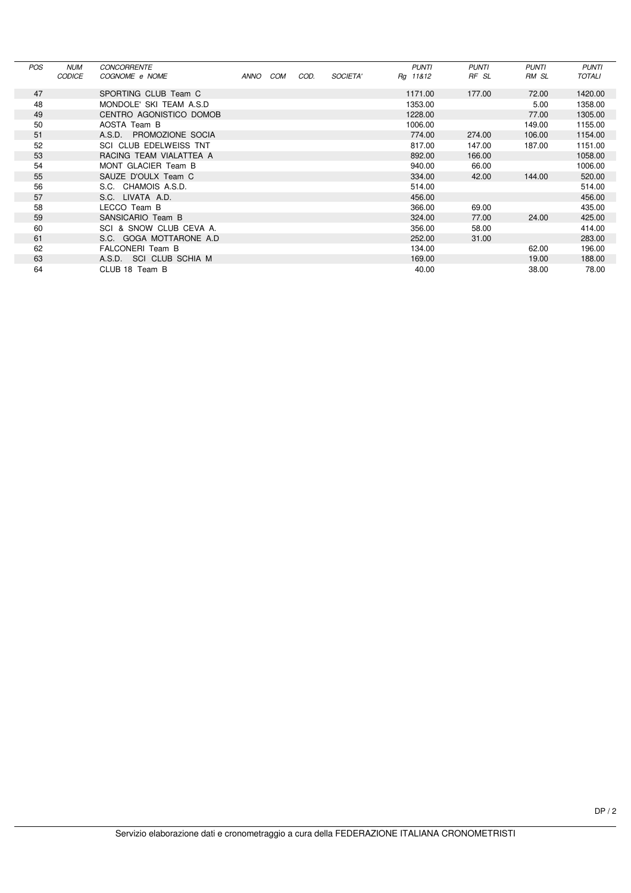| POS | NUM CODICE | CONCORRENTE COGNOME e NOME | ANNO | COM | COD. | SOCIETA' | PUNTI Rg 11&12 | PUNTI RF SL | PUNTI RM SL | PUNTI TOTALI |
|---|---|---|---|---|---|---|---|---|---|---|
| 47 | | SPORTING CLUB Team C | | | | | 1171.00 | 177.00 | 72.00 | 1420.00 |
| 48 | | MONDOLE' SKI TEAM A.S.D | | | | | 1353.00 | | 5.00 | 1358.00 |
| 49 | | CENTRO AGONISTICO DOMOB | | | | | 1228.00 | | 77.00 | 1305.00 |
| 50 | | AOSTA Team B | | | | | 1006.00 | | 149.00 | 1155.00 |
| 51 | | A.S.D. PROMOZIONE SOCIA | | | | | 774.00 | 274.00 | 106.00 | 1154.00 |
| 52 | | SCI CLUB EDELWEISS TNT | | | | | 817.00 | 147.00 | 187.00 | 1151.00 |
| 53 | | RACING TEAM VIALATTEA A | | | | | 892.00 | 166.00 | | 1058.00 |
| 54 | | MONT GLACIER Team B | | | | | 940.00 | 66.00 | | 1006.00 |
| 55 | | SAUZE D'OULX Team C | | | | | 334.00 | 42.00 | 144.00 | 520.00 |
| 56 | | S.C. CHAMOIS A.S.D. | | | | | 514.00 | | | 514.00 |
| 57 | | S.C. LIVATA A.D. | | | | | 456.00 | | | 456.00 |
| 58 | | LECCO Team B | | | | | 366.00 | 69.00 | | 435.00 |
| 59 | | SANSICARIO Team B | | | | | 324.00 | 77.00 | 24.00 | 425.00 |
| 60 | | SCI & SNOW CLUB CEVA A. | | | | | 356.00 | 58.00 | | 414.00 |
| 61 | | S.C. GOGA MOTTARONE A.D | | | | | 252.00 | 31.00 | | 283.00 |
| 62 | | FALCONERI Team B | | | | | 134.00 | | 62.00 | 196.00 |
| 63 | | A.S.D. SCI CLUB SCHIA M | | | | | 169.00 | | 19.00 | 188.00 |
| 64 | | CLUB 18 Team B | | | | | 40.00 | | 38.00 | 78.00 |

Servizio elaborazione dati e cronometraggio a cura della FEDERAZIONE ITALIANA CRONOMETRISTI